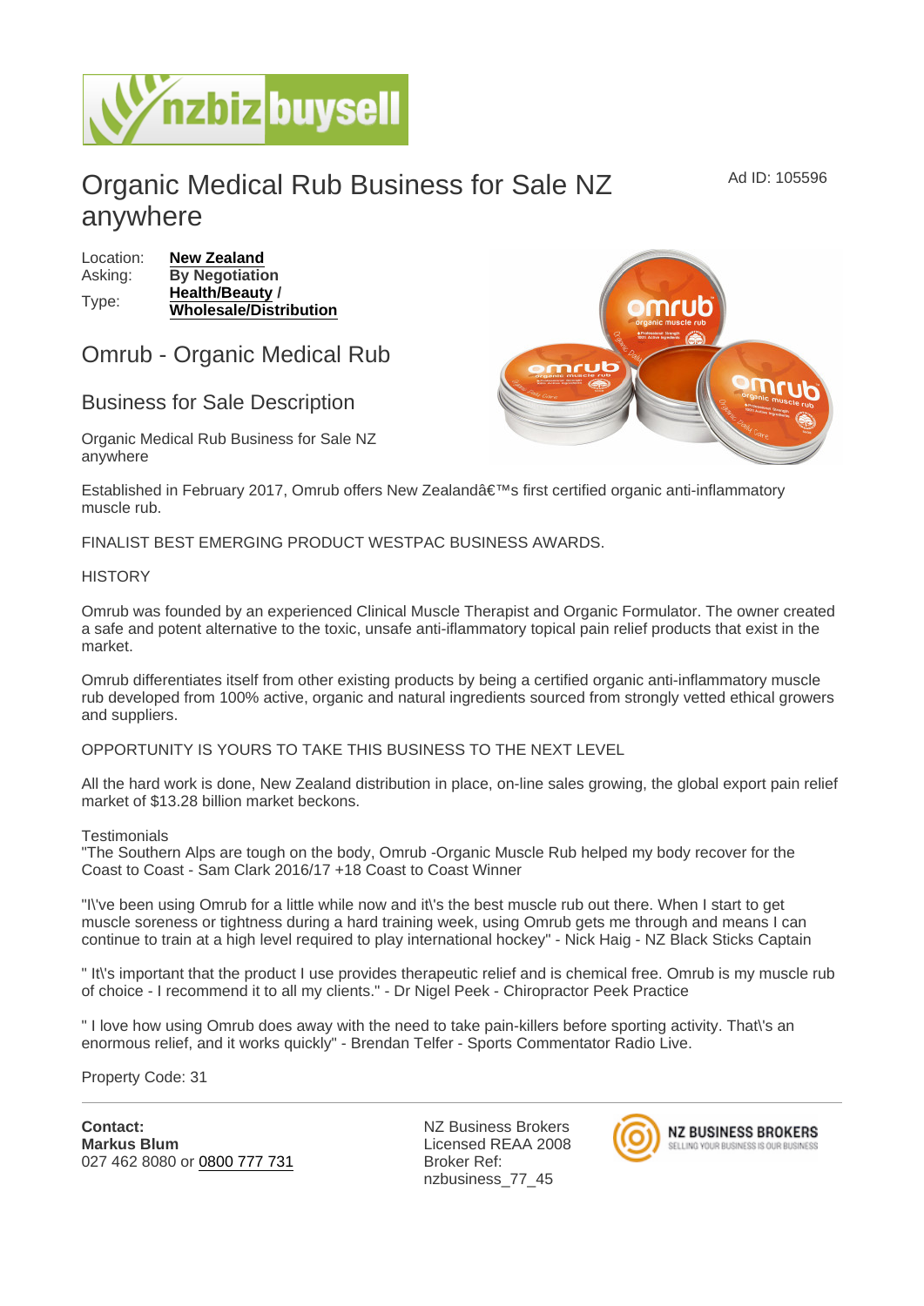# Organic Medical Rub Business for Sale NZ anywhere

Ad ID: 105596

Location: **New Zealand**
Asking: **By Negotiation**
Type: **Health/Beauty / Wholesale/Distribution**

## Omrub - Organic Medical Rub

### Business for Sale Description

Organic Medical Rub Business for Sale NZ anywhere

Established in February 2017, Omrub offers New Zealandâ€™s first certified organic anti-inflammatory muscle rub.

FINALIST BEST EMERGING PRODUCT WESTPAC BUSINESS AWARDS.

HISTORY

Omrub was founded by an experienced Clinical Muscle Therapist and Organic Formulator. The owner created a safe and potent alternative to the toxic, unsafe anti-iflammatory topical pain relief products that exist in the market.

Omrub differentiates itself from other existing products by being a certified organic anti-inflammatory muscle rub developed from 100% active, organic and natural ingredients sourced from strongly vetted ethical growers and suppliers.

OPPORTUNITY IS YOURS TO TAKE THIS BUSINESS TO THE NEXT LEVEL

All the hard work is done, New Zealand distribution in place, on-line sales growing, the global export pain relief market of $13.28 billion market beckons.

Testimonials
"The Southern Alps are tough on the body, Omrub -Organic Muscle Rub helped my body recover for the Coast to Coast - Sam Clark 2016/17 +18 Coast to Coast Winner

"I\'ve been using Omrub for a little while now and it\'s the best muscle rub out there. When I start to get muscle soreness or tightness during a hard training week, using Omrub gets me through and means I can continue to train at a high level required to play international hockey" - Nick Haig - NZ Black Sticks Captain

" It\'s important that the product I use provides therapeutic relief and is chemical free. Omrub is my muscle rub of choice - I recommend it to all my clients." - Dr Nigel Peek - Chiropractor Peek Practice

" I love how using Omrub does away with the need to take pain-killers before sporting activity. That\'s an enormous relief, and it works quickly" - Brendan Telfer - Sports Commentator Radio Live.

Property Code: 31

---

**Contact:**
**Markus Blum**
027 462 8080 or 0800 777 731

NZ Business Brokers
Licensed REAA 2008
Broker Ref:
nzbusiness_77_45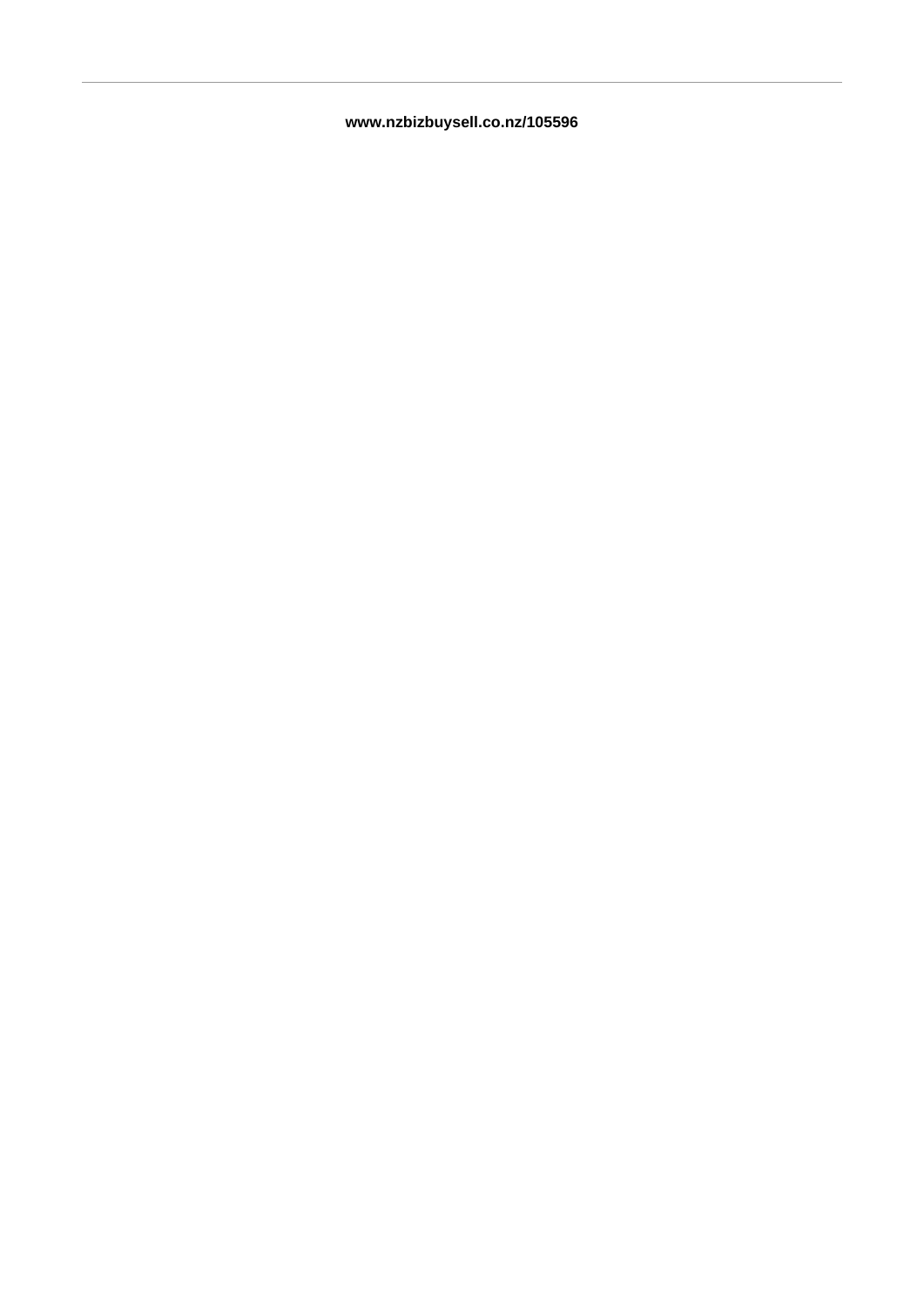**www.nzbizbuysell.co.nz/105596**